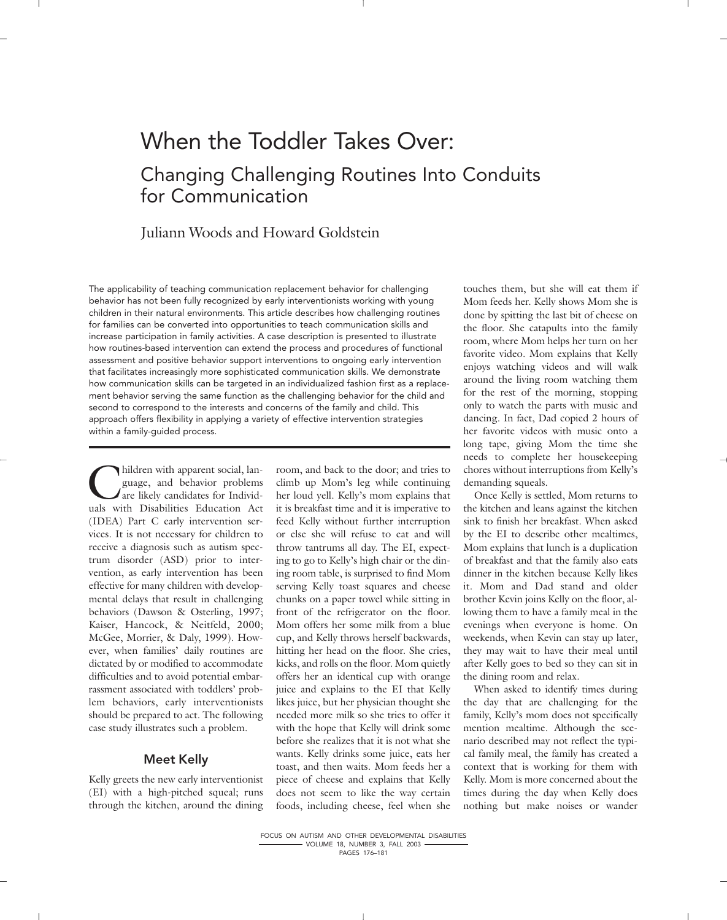# When the Toddler Takes Over:

## Changing Challenging Routines Into Conduits for Communication

Juliann Woods and Howard Goldstein

The applicability of teaching communication replacement behavior for challenging behavior has not been fully recognized by early interventionists working with young children in their natural environments. This article describes how challenging routines for families can be converted into opportunities to teach communication skills and increase participation in family activities. A case description is presented to illustrate how routines-based intervention can extend the process and procedures of functional assessment and positive behavior support interventions to ongoing early intervention that facilitates increasingly more sophisticated communication skills. We demonstrate how communication skills can be targeted in an individualized fashion first as a replacement behavior serving the same function as the challenging behavior for the child and second to correspond to the interests and concerns of the family and child. This approach offers flexibility in applying a variety of effective intervention strategies within a family-guided process.

Children with apparent social, language, and behavior problems are likely candidates for Individuals with Disabilities Education Act (IDEA) Part C early intervention services. It is not necessary for children to receive a diagnosis such as autism spectrum disorder (ASD) prior to intervention, as early intervention has been effective for many children with developmental delays that result in challenging behaviors (Dawson & Osterling, 1997; Kaiser, Hancock, & Neitfeld, 2000; McGee, Morrier, & Daly, 1999). However, when families' daily routines are dictated by or modified to accommodate difficulties and to avoid potential embarrassment associated with toddlers' problem behaviors, early interventionists should be prepared to act. The following case study illustrates such a problem.

## Meet Kelly

Kelly greets the new early interventionist (EI) with a high-pitched squeal; runs through the kitchen, around the dining room, and back to the door; and tries to climb up Mom's leg while continuing her loud yell. Kelly's mom explains that it is breakfast time and it is imperative to feed Kelly without further interruption or else she will refuse to eat and will throw tantrums all day. The EI, expecting to go to Kelly's high chair or the dining room table, is surprised to find Mom serving Kelly toast squares and cheese chunks on a paper towel while sitting in front of the refrigerator on the floor. Mom offers her some milk from a blue cup, and Kelly throws herself backwards, hitting her head on the floor. She cries, kicks, and rolls on the floor. Mom quietly offers her an identical cup with orange juice and explains to the EI that Kelly likes juice, but her physician thought she needed more milk so she tries to offer it with the hope that Kelly will drink some before she realizes that it is not what she wants. Kelly drinks some juice, eats her toast, and then waits. Mom feeds her a piece of cheese and explains that Kelly does not seem to like the way certain foods, including cheese, feel when she touches them, but she will eat them if Mom feeds her. Kelly shows Mom she is done by spitting the last bit of cheese on the floor. She catapults into the family room, where Mom helps her turn on her favorite video. Mom explains that Kelly enjoys watching videos and will walk around the living room watching them for the rest of the morning, stopping only to watch the parts with music and dancing. In fact, Dad copied 2 hours of her favorite videos with music onto a long tape, giving Mom the time she needs to complete her housekeeping chores without interruptions from Kelly's demanding squeals.

Once Kelly is settled, Mom returns to the kitchen and leans against the kitchen sink to finish her breakfast. When asked by the EI to describe other mealtimes, Mom explains that lunch is a duplication of breakfast and that the family also eats dinner in the kitchen because Kelly likes it. Mom and Dad stand and older brother Kevin joins Kelly on the floor, allowing them to have a family meal in the evenings when everyone is home. On weekends, when Kevin can stay up later, they may wait to have their meal until after Kelly goes to bed so they can sit in the dining room and relax.

When asked to identify times during the day that are challenging for the family, Kelly's mom does not specifically mention mealtime. Although the scenario described may not reflect the typical family meal, the family has created a context that is working for them with Kelly. Mom is more concerned about the times during the day when Kelly does nothing but make noises or wander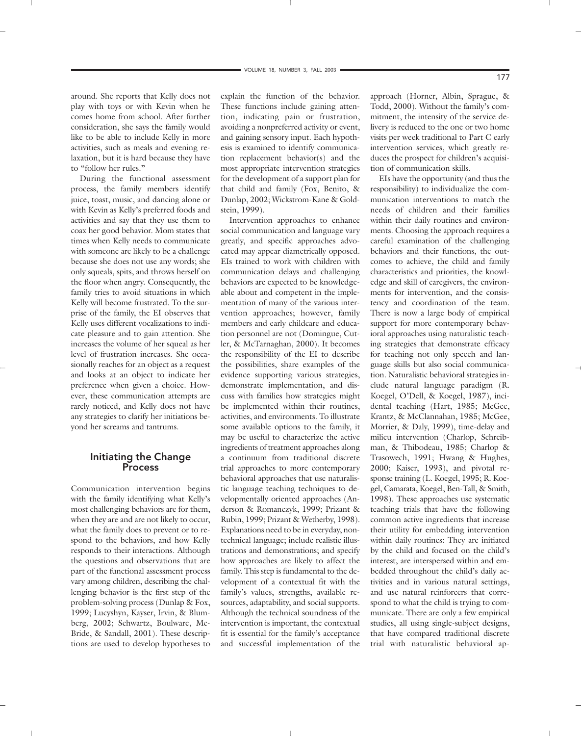around. She reports that Kelly does not play with toys or with Kevin when he comes home from school. After further consideration, she says the family would like to be able to include Kelly in more activities, such as meals and evening relaxation, but it is hard because they have to "follow her rules."

During the functional assessment process, the family members identify juice, toast, music, and dancing alone or with Kevin as Kelly's preferred foods and activities and say that they use them to coax her good behavior. Mom states that times when Kelly needs to communicate with someone are likely to be a challenge because she does not use any words; she only squeals, spits, and throws herself on the floor when angry. Consequently, the family tries to avoid situations in which Kelly will become frustrated. To the surprise of the family, the EI observes that Kelly uses different vocalizations to indicate pleasure and to gain attention. She increases the volume of her squeal as her level of frustration increases. She occasionally reaches for an object as a request and looks at an object to indicate her preference when given a choice. However, these communication attempts are rarely noticed, and Kelly does not have any strategies to clarify her initiations beyond her screams and tantrums.

## Initiating the Change Process

Communication intervention begins with the family identifying what Kelly's most challenging behaviors are for them, when they are and are not likely to occur, what the family does to prevent or to respond to the behaviors, and how Kelly responds to their interactions. Although the questions and observations that are part of the functional assessment process vary among children, describing the challenging behavior is the first step of the problem-solving process (Dunlap & Fox, 1999; Lucyshyn, Kayser, Irvin, & Blumberg, 2002; Schwartz, Boulware, McBride, & Sandall, 2001). These descriptions are used to develop hypotheses to explain the function of the behavior. These functions include gaining attention, indicating pain or frustration, avoiding a nonpreferred activity or event, and gaining sensory input. Each hypothesis is examined to identify communication replacement behavior(s) and the most appropriate intervention strategies for the development of a support plan for that child and family (Fox, Benito, & Dunlap, 2002; Wickstrom-Kane & Goldstein, 1999).

Intervention approaches to enhance social communication and language vary greatly, and specific approaches advocated may appear diametrically opposed. EIs trained to work with children with communication delays and challenging behaviors are expected to be knowledgeable about and competent in the implementation of many of the various intervention approaches; however, family members and early childcare and education personnel are not (Domingue, Cutler, & McTarnaghan, 2000). It becomes the responsibility of the EI to describe the possibilities, share examples of the evidence supporting various strategies, demonstrate implementation, and discuss with families how strategies might be implemented within their routines, activities, and environments. To illustrate some available options to the family, it may be useful to characterize the active ingredients of treatment approaches along a continuum from traditional discrete trial approaches to more contemporary behavioral approaches that use naturalistic language teaching techniques to developmentally oriented approaches (Anderson & Romanczyk, 1999; Prizant & Rubin, 1999; Prizant & Wetherby, 1998). Explanations need to be in everyday, nontechnical language; include realistic illustrations and demonstrations; and specify how approaches are likely to affect the family. This step is fundamental to the development of a contextual fit with the family's values, strengths, available resources, adaptability, and social supports. Although the technical soundness of the intervention is important, the contextual fit is essential for the family's acceptance and successful implementation of the approach (Horner, Albin, Sprague, & Todd, 2000). Without the family's commitment, the intensity of the service delivery is reduced to the one or two home visits per week traditional to Part C early intervention services, which greatly reduces the prospect for children's acquisition of communication skills.

EIs have the opportunity (and thus the responsibility) to individualize the communication interventions to match the needs of children and their families within their daily routines and environments. Choosing the approach requires a careful examination of the challenging behaviors and their functions, the outcomes to achieve, the child and family characteristics and priorities, the knowledge and skill of caregivers, the environments for intervention, and the consistency and coordination of the team. There is now a large body of empirical support for more contemporary behavioral approaches using naturalistic teaching strategies that demonstrate efficacy for teaching not only speech and language skills but also social communication. Naturalistic behavioral strategies include natural language paradigm (R. Koegel, O'Dell, & Koegel, 1987), incidental teaching (Hart, 1985; McGee, Krantz, & McClannahan, 1985; McGee, Morrier, & Daly, 1999), time-delay and milieu intervention (Charlop, Schreibman, & Thibodeau, 1985; Charlop & Trasowech, 1991; Hwang & Hughes, 2000; Kaiser, 1993), and pivotal response training (L. Koegel, 1995; R. Koegel, Camarata, Koegel, Ben-Tall, & Smith, 1998). These approaches use systematic teaching trials that have the following common active ingredients that increase their utility for embedding intervention within daily routines: They are initiated by the child and focused on the child's interest, are interspersed within and embedded throughout the child's daily activities and in various natural settings, and use natural reinforcers that correspond to what the child is trying to communicate. There are only a few empirical studies, all using single-subject designs, that have compared traditional discrete trial with naturalistic behavioral ap-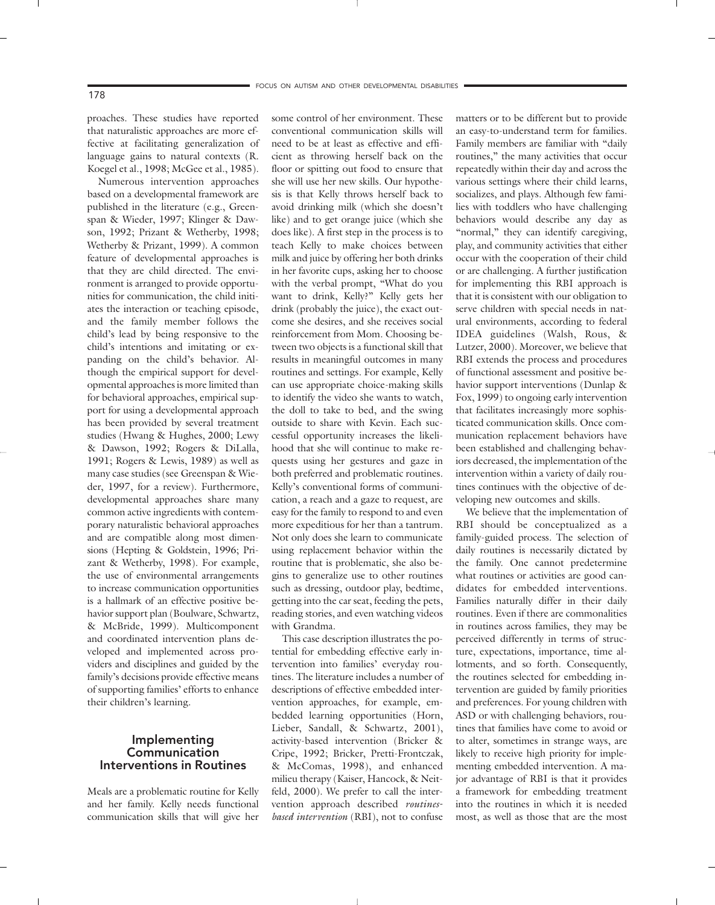proaches. These studies have reported that naturalistic approaches are more effective at facilitating generalization of language gains to natural contexts (R. Koegel et al., 1998; McGee et al., 1985).

Numerous intervention approaches based on a developmental framework are published in the literature (e.g., Greenspan & Wieder, 1997; Klinger & Dawson, 1992; Prizant & Wetherby, 1998; Wetherby & Prizant, 1999). A common feature of developmental approaches is that they are child directed. The environment is arranged to provide opportunities for communication, the child initiates the interaction or teaching episode, and the family member follows the child's lead by being responsive to the child's intentions and imitating or expanding on the child's behavior. Although the empirical support for developmental approaches is more limited than for behavioral approaches, empirical support for using a developmental approach has been provided by several treatment studies (Hwang & Hughes, 2000; Lewy & Dawson, 1992; Rogers & DiLalla, 1991; Rogers & Lewis, 1989) as well as many case studies (see Greenspan & Wieder, 1997, for a review). Furthermore, developmental approaches share many common active ingredients with contemporary naturalistic behavioral approaches and are compatible along most dimensions (Hepting & Goldstein, 1996; Prizant & Wetherby, 1998). For example, the use of environmental arrangements to increase communication opportunities is a hallmark of an effective positive behavior support plan (Boulware, Schwartz, & McBride, 1999). Multicomponent and coordinated intervention plans developed and implemented across providers and disciplines and guided by the family's decisions provide effective means of supporting families' efforts to enhance their children's learning.

## Implementing Communication Interventions in Routines

Meals are a problematic routine for Kelly and her family. Kelly needs functional communication skills that will give her some control of her environment. These conventional communication skills will need to be at least as effective and efficient as throwing herself back on the floor or spitting out food to ensure that she will use her new skills. Our hypothesis is that Kelly throws herself back to avoid drinking milk (which she doesn't like) and to get orange juice (which she does like). A first step in the process is to teach Kelly to make choices between milk and juice by offering her both drinks in her favorite cups, asking her to choose with the verbal prompt, "What do you want to drink, Kelly?" Kelly gets her drink (probably the juice), the exact outcome she desires, and she receives social reinforcement from Mom. Choosing between two objects is a functional skill that results in meaningful outcomes in many routines and settings. For example, Kelly can use appropriate choice-making skills to identify the video she wants to watch, the doll to take to bed, and the swing outside to share with Kevin. Each successful opportunity increases the likelihood that she will continue to make requests using her gestures and gaze in both preferred and problematic routines. Kelly's conventional forms of communication, a reach and a gaze to request, are easy for the family to respond to and even more expeditious for her than a tantrum. Not only does she learn to communicate using replacement behavior within the routine that is problematic, she also begins to generalize use to other routines such as dressing, outdoor play, bedtime, getting into the car seat, feeding the pets, reading stories, and even watching videos with Grandma.

This case description illustrates the potential for embedding effective early intervention into families' everyday routines. The literature includes a number of descriptions of effective embedded intervention approaches, for example, embedded learning opportunities (Horn, Lieber, Sandall, & Schwartz, 2001), activity-based intervention (Bricker & Cripe, 1992; Bricker, Pretti-Frontczak, & McComas, 1998), and enhanced milieu therapy (Kaiser, Hancock, & Neitfeld, 2000). We prefer to call the intervention approach described *routines-based intervention* (RBI), not to confuse matters or to be different but to provide an easy-to-understand term for families. Family members are familiar with "daily routines," the many activities that occur repeatedly within their day and across the various settings where their child learns, socializes, and plays. Although few families with toddlers who have challenging behaviors would describe any day as "normal," they can identify caregiving, play, and community activities that either occur with the cooperation of their child or are challenging. A further justification for implementing this RBI approach is that it is consistent with our obligation to serve children with special needs in natural environments, according to federal IDEA guidelines (Walsh, Rous, & Lutzer, 2000). Moreover, we believe that RBI extends the process and procedures of functional assessment and positive behavior support interventions (Dunlap & Fox, 1999) to ongoing early intervention that facilitates increasingly more sophisticated communication skills. Once communication replacement behaviors have been established and challenging behaviors decreased, the implementation of the intervention within a variety of daily routines continues with the objective of developing new outcomes and skills.

We believe that the implementation of RBI should be conceptualized as a family-guided process. The selection of daily routines is necessarily dictated by the family. One cannot predetermine what routines or activities are good candidates for embedded interventions. Families naturally differ in their daily routines. Even if there are commonalities in routines across families, they may be perceived differently in terms of structure, expectations, importance, time allotments, and so forth. Consequently, the routines selected for embedding intervention are guided by family priorities and preferences. For young children with ASD or with challenging behaviors, routines that families have come to avoid or to alter, sometimes in strange ways, are likely to receive high priority for implementing embedded intervention. A major advantage of RBI is that it provides a framework for embedding treatment into the routines in which it is needed most, as well as those that are the most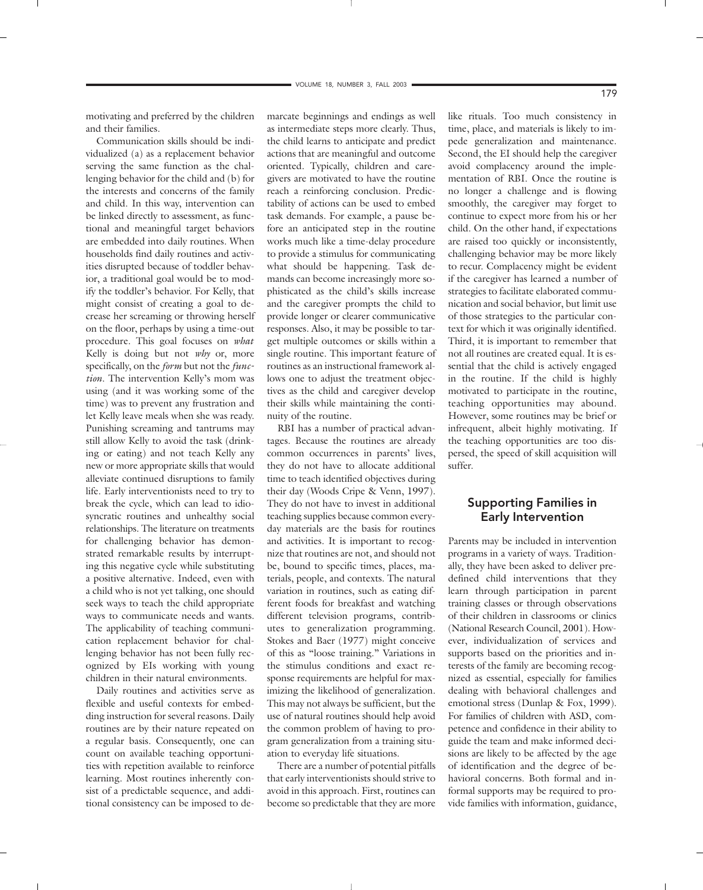motivating and preferred by the children and their families.

Communication skills should be individualized (a) as a replacement behavior serving the same function as the challenging behavior for the child and (b) for the interests and concerns of the family and child. In this way, intervention can be linked directly to assessment, as functional and meaningful target behaviors are embedded into daily routines. When households find daily routines and activities disrupted because of toddler behavior, a traditional goal would be to modify the toddler's behavior. For Kelly, that might consist of creating a goal to decrease her screaming or throwing herself on the floor, perhaps by using a time-out procedure. This goal focuses on *what* Kelly is doing but not *why* or, more specifically, on the *form* but not the *function*. The intervention Kelly's mom was using (and it was working some of the time) was to prevent any frustration and let Kelly leave meals when she was ready. Punishing screaming and tantrums may still allow Kelly to avoid the task (drinking or eating) and not teach Kelly any new or more appropriate skills that would alleviate continued disruptions to family life. Early interventionists need to try to break the cycle, which can lead to idiosyncratic routines and unhealthy social relationships. The literature on treatments for challenging behavior has demonstrated remarkable results by interrupting this negative cycle while substituting a positive alternative. Indeed, even with a child who is not yet talking, one should seek ways to teach the child appropriate ways to communicate needs and wants. The applicability of teaching communication replacement behavior for challenging behavior has not been fully recognized by EIs working with young children in their natural environments.

Daily routines and activities serve as flexible and useful contexts for embedding instruction for several reasons. Daily routines are by their nature repeated on a regular basis. Consequently, one can count on available teaching opportunities with repetition available to reinforce learning. Most routines inherently consist of a predictable sequence, and additional consistency can be imposed to demarcate beginnings and endings as well as intermediate steps more clearly. Thus, the child learns to anticipate and predict actions that are meaningful and outcome oriented. Typically, children and caregivers are motivated to have the routine reach a reinforcing conclusion. Predictability of actions can be used to embed task demands. For example, a pause before an anticipated step in the routine works much like a time-delay procedure to provide a stimulus for communicating what should be happening. Task demands can become increasingly more sophisticated as the child's skills increase and the caregiver prompts the child to provide longer or clearer communicative responses. Also, it may be possible to target multiple outcomes or skills within a single routine. This important feature of routines as an instructional framework allows one to adjust the treatment objectives as the child and caregiver develop their skills while maintaining the continuity of the routine.

RBI has a number of practical advantages. Because the routines are already common occurrences in parents' lives, they do not have to allocate additional time to teach identified objectives during their day (Woods Cripe & Venn, 1997). They do not have to invest in additional teaching supplies because common everyday materials are the basis for routines and activities. It is important to recognize that routines are not, and should not be, bound to specific times, places, materials, people, and contexts. The natural variation in routines, such as eating different foods for breakfast and watching different television programs, contributes to generalization programming. Stokes and Baer (1977) might conceive of this as "loose training." Variations in the stimulus conditions and exact response requirements are helpful for maximizing the likelihood of generalization. This may not always be sufficient, but the use of natural routines should help avoid the common problem of having to program generalization from a training situation to everyday life situations.

There are a number of potential pitfalls that early interventionists should strive to avoid in this approach. First, routines can become so predictable that they are more like rituals. Too much consistency in time, place, and materials is likely to impede generalization and maintenance. Second, the EI should help the caregiver avoid complacency around the implementation of RBI. Once the routine is no longer a challenge and is flowing smoothly, the caregiver may forget to continue to expect more from his or her child. On the other hand, if expectations are raised too quickly or inconsistently, challenging behavior may be more likely to recur. Complacency might be evident if the caregiver has learned a number of strategies to facilitate elaborated communication and social behavior, but limit use of those strategies to the particular context for which it was originally identified. Third, it is important to remember that not all routines are created equal. It is essential that the child is actively engaged in the routine. If the child is highly motivated to participate in the routine, teaching opportunities may abound. However, some routines may be brief or infrequent, albeit highly motivating. If the teaching opportunities are too dispersed, the speed of skill acquisition will suffer.

## Supporting Families in Early Intervention

Parents may be included in intervention programs in a variety of ways. Traditionally, they have been asked to deliver predefined child interventions that they learn through participation in parent training classes or through observations of their children in classrooms or clinics (National Research Council, 2001). However, individualization of services and supports based on the priorities and interests of the family are becoming recognized as essential, especially for families dealing with behavioral challenges and emotional stress (Dunlap & Fox, 1999). For families of children with ASD, competence and confidence in their ability to guide the team and make informed decisions are likely to be affected by the age of identification and the degree of behavioral concerns. Both formal and informal supports may be required to provide families with information, guidance,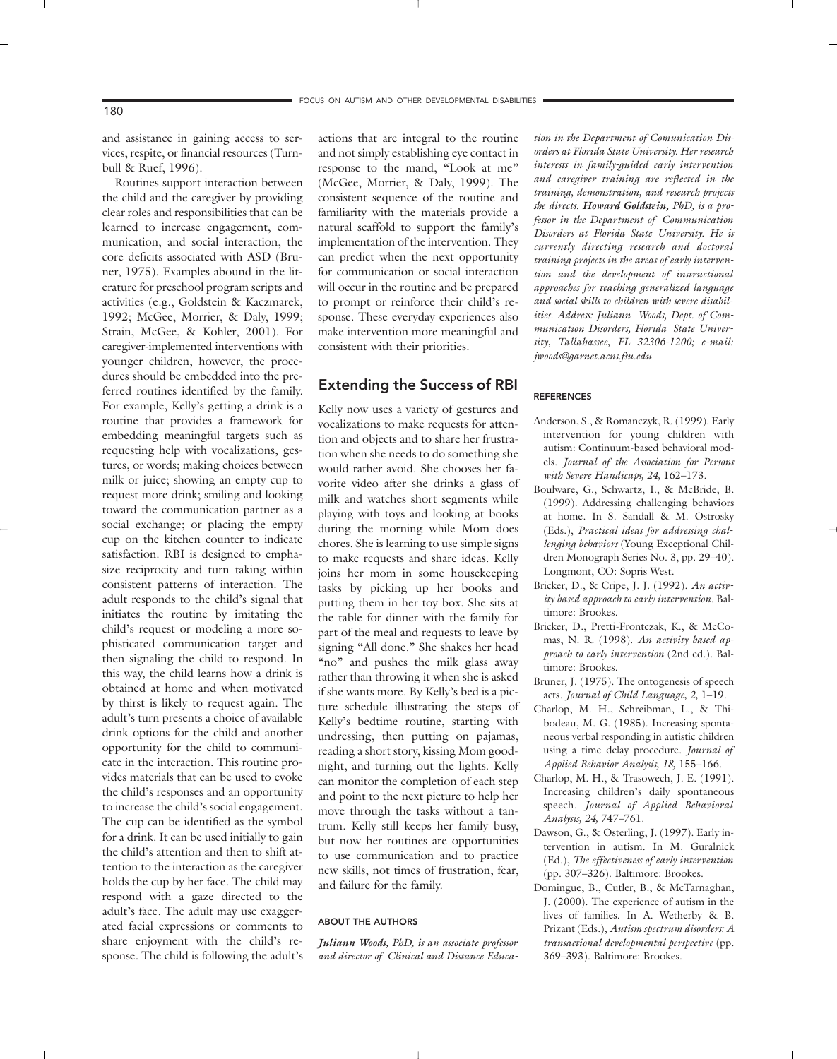and assistance in gaining access to services, respite, or financial resources (Turnbull & Ruef, 1996).

Routines support interaction between the child and the caregiver by providing clear roles and responsibilities that can be learned to increase engagement, communication, and social interaction, the core deficits associated with ASD (Bruner, 1975). Examples abound in the literature for preschool program scripts and activities (e.g., Goldstein & Kaczmarek, 1992; McGee, Morrier, & Daly, 1999; Strain, McGee, & Kohler, 2001). For caregiver-implemented interventions with younger children, however, the procedures should be embedded into the preferred routines identified by the family. For example, Kelly's getting a drink is a routine that provides a framework for embedding meaningful targets such as requesting help with vocalizations, gestures, or words; making choices between milk or juice; showing an empty cup to request more drink; smiling and looking toward the communication partner as a social exchange; or placing the empty cup on the kitchen counter to indicate satisfaction. RBI is designed to emphasize reciprocity and turn taking within consistent patterns of interaction. The adult responds to the child's signal that initiates the routine by imitating the child's request or modeling a more sophisticated communication target and then signaling the child to respond. In this way, the child learns how a drink is obtained at home and when motivated by thirst is likely to request again. The adult's turn presents a choice of available drink options for the child and another opportunity for the child to communicate in the interaction. This routine provides materials that can be used to evoke the child's responses and an opportunity to increase the child's social engagement. The cup can be identified as the symbol for a drink. It can be used initially to gain the child's attention and then to shift attention to the interaction as the caregiver holds the cup by her face. The child may respond with a gaze directed to the adult's face. The adult may use exaggerated facial expressions or comments to share enjoyment with the child's response. The child is following the adult's actions that are integral to the routine and not simply establishing eye contact in response to the mand, "Look at me" (McGee, Morrier, & Daly, 1999). The consistent sequence of the routine and familiarity with the materials provide a natural scaffold to support the family's implementation of the intervention. They can predict when the next opportunity for communication or social interaction will occur in the routine and be prepared to prompt or reinforce their child's response. These everyday experiences also make intervention more meaningful and consistent with their priorities.

## Extending the Success of RBI

Kelly now uses a variety of gestures and vocalizations to make requests for attention and objects and to share her frustration when she needs to do something she would rather avoid. She chooses her favorite video after she drinks a glass of milk and watches short segments while playing with toys and looking at books during the morning while Mom does chores. She is learning to use simple signs to make requests and share ideas. Kelly joins her mom in some housekeeping tasks by picking up her books and putting them in her toy box. She sits at the table for dinner with the family for part of the meal and requests to leave by signing "All done." She shakes her head "no" and pushes the milk glass away rather than throwing it when she is asked if she wants more. By Kelly's bed is a picture schedule illustrating the steps of Kelly's bedtime routine, starting with undressing, then putting on pajamas, reading a short story, kissing Mom goodnight, and turning out the lights. Kelly can monitor the completion of each step and point to the next picture to help her move through the tasks without a tantrum. Kelly still keeps her family busy, but now her routines are opportunities to use communication and to practice new skills, not times of frustration, fear, and failure for the family.

### ABOUT THE AUTHORS

***Juliann Woods,*** *PhD, is an associate professor and director of Clinical and Distance Education in the Department of Comunication Disorders at Florida State University. Her research interests in family-guided early intervention and caregiver training are reflected in the training, demonstration, and research projects she directs.* ***Howard Goldstein,*** *PhD, is a professor in the Department of Communication Disorders at Florida State University. He is currently directing research and doctoral training projects in the areas of early intervention and the development of instructional approaches for teaching generalized language and social skills to children with severe disabilities. Address: Juliann Woods, Dept. of Communication Disorders, Florida State University, Tallahassee, FL 32306-1200; e-mail: jwoods@garnet.acns.fsu.edu*

### REFERENCES

Anderson, S., & Romanczyk, R. (1999). Early intervention for young children with autism: Continuum-based behavioral models. *Journal of the Association for Persons with Severe Handicaps, 24,* 162–173.

Boulware, G., Schwartz, I., & McBride, B. (1999). Addressing challenging behaviors at home. In S. Sandall & M. Ostrosky (Eds.), *Practical ideas for addressing challenging behaviors* (Young Exceptional Children Monograph Series No. 3, pp. 29–40). Longmont, CO: Sopris West.

Bricker, D., & Cripe, J. J. (1992). *An activity based approach to early intervention.* Baltimore: Brookes.

Bricker, D., Pretti-Frontczak, K., & McComas, N. R. (1998). *An activity based approach to early intervention* (2nd ed.). Baltimore: Brookes.

Bruner, J. (1975). The ontogenesis of speech acts. *Journal of Child Language, 2,* 1–19.

Charlop, M. H., Schreibman, L., & Thibodeau, M. G. (1985). Increasing spontaneous verbal responding in autistic children using a time delay procedure. *Journal of Applied Behavior Analysis, 18,* 155–166.

Charlop, M. H., & Trasowech, J. E. (1991). Increasing children's daily spontaneous speech. *Journal of Applied Behavioral Analysis, 24,* 747–761.

Dawson, G., & Osterling, J. (1997). Early intervention in autism. In M. Guralnick (Ed.), *The effectiveness of early intervention* (pp. 307–326). Baltimore: Brookes.

Domingue, B., Cutler, B., & McTarnaghan, J. (2000). The experience of autism in the lives of families. In A. Wetherby & B. Prizant (Eds.), *Autism spectrum disorders: A transactional developmental perspective* (pp. 369–393). Baltimore: Brookes.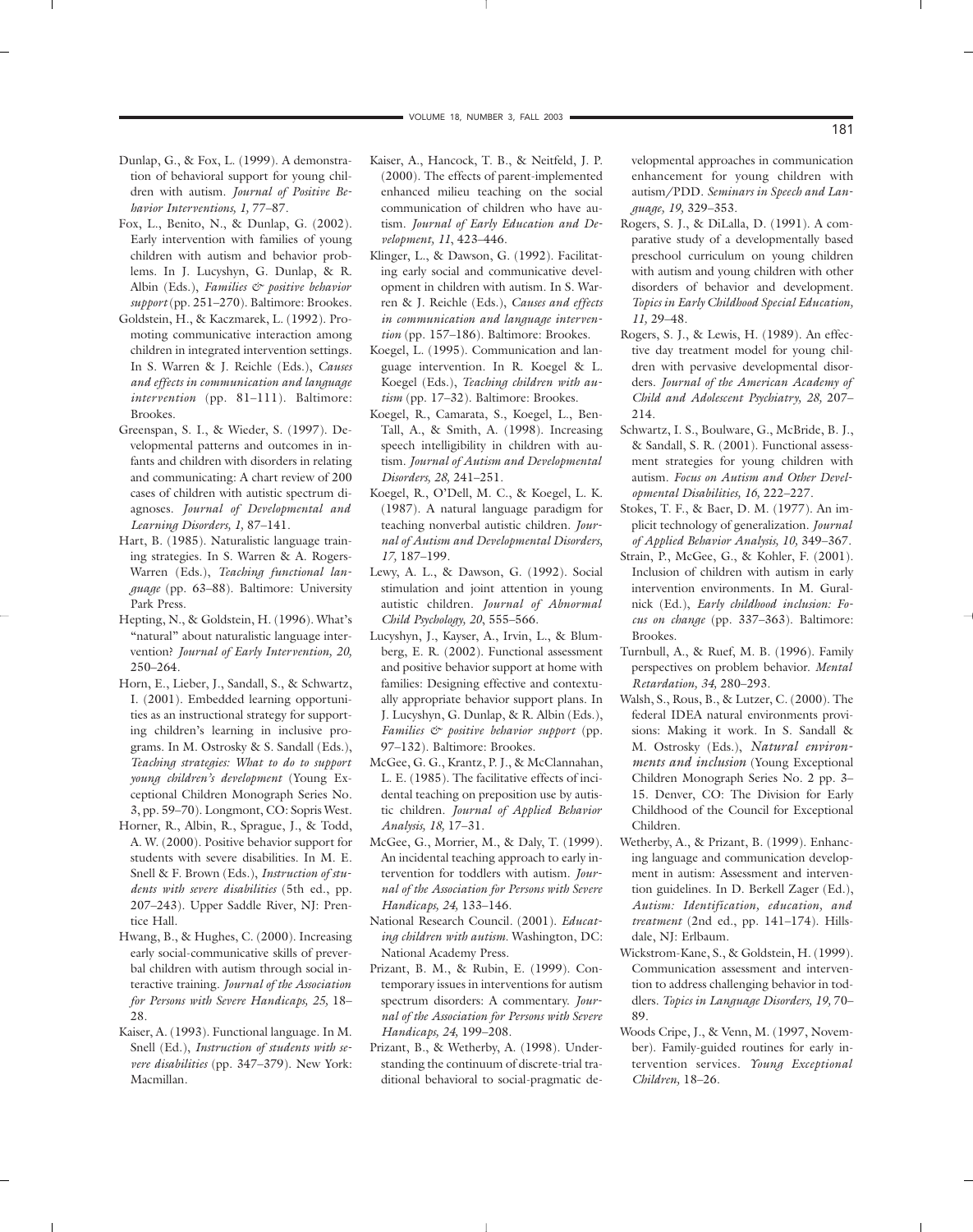Dunlap, G., & Fox, L. (1999). A demonstration of behavioral support for young children with autism. *Journal of Positive Behavior Interventions, 1,* 77–87.

Fox, L., Benito, N., & Dunlap, G. (2002). Early intervention with families of young children with autism and behavior problems. In J. Lucyshyn, G. Dunlap, & R. Albin (Eds.), *Families & positive behavior support* (pp. 251–270). Baltimore: Brookes.

Goldstein, H., & Kaczmarek, L. (1992). Promoting communicative interaction among children in integrated intervention settings. In S. Warren & J. Reichle (Eds.), *Causes and effects in communication and language intervention* (pp. 81–111). Baltimore: Brookes.

Greenspan, S. I., & Wieder, S. (1997). Developmental patterns and outcomes in infants and children with disorders in relating and communicating: A chart review of 200 cases of children with autistic spectrum diagnoses. *Journal of Developmental and Learning Disorders, 1,* 87–141.

Hart, B. (1985). Naturalistic language training strategies. In S. Warren & A. Rogers-Warren (Eds.), *Teaching functional language* (pp. 63–88). Baltimore: University Park Press.

Hepting, N., & Goldstein, H. (1996). What's "natural" about naturalistic language intervention? *Journal of Early Intervention, 20,* 250–264.

Horn, E., Lieber, J., Sandall, S., & Schwartz, I. (2001). Embedded learning opportunities as an instructional strategy for supporting children's learning in inclusive programs. In M. Ostrosky & S. Sandall (Eds.), *Teaching strategies: What to do to support young children's development* (Young Exceptional Children Monograph Series No. 3, pp. 59–70). Longmont, CO: Sopris West.

Horner, R., Albin, R., Sprague, J., & Todd, A. W. (2000). Positive behavior support for students with severe disabilities. In M. E. Snell & F. Brown (Eds.), *Instruction of students with severe disabilities* (5th ed., pp. 207–243). Upper Saddle River, NJ: Prentice Hall.

Hwang, B., & Hughes, C. (2000). Increasing early social-communicative skills of preverbal children with autism through social interactive training. *Journal of the Association for Persons with Severe Handicaps, 25,* 18–28.

Kaiser, A. (1993). Functional language. In M. Snell (Ed.), *Instruction of students with severe disabilities* (pp. 347–379). New York: Macmillan.

Kaiser, A., Hancock, T. B., & Neitfeld, J. P. (2000). The effects of parent-implemented enhanced milieu teaching on the social communication of children who have autism. *Journal of Early Education and Development, 11*, 423–446.

Klinger, L., & Dawson, G. (1992). Facilitating early social and communicative development in children with autism. In S. Warren & J. Reichle (Eds.), *Causes and effects in communication and language intervention* (pp. 157–186). Baltimore: Brookes.

Koegel, L. (1995). Communication and language intervention. In R. Koegel & L. Koegel (Eds.), *Teaching children with autism* (pp. 17–32). Baltimore: Brookes.

Koegel, R., Camarata, S., Koegel, L., Ben-Tall, A., & Smith, A. (1998). Increasing speech intelligibility in children with autism. *Journal of Autism and Developmental Disorders, 28,* 241–251.

Koegel, R., O'Dell, M. C., & Koegel, L. K. (1987). A natural language paradigm for teaching nonverbal autistic children. *Journal of Autism and Developmental Disorders, 17,* 187–199.

Lewy, A. L., & Dawson, G. (1992). Social stimulation and joint attention in young autistic children. *Journal of Abnormal Child Psychology, 20*, 555–566.

Lucyshyn, J., Kayser, A., Irvin, L., & Blumberg, E. R. (2002). Functional assessment and positive behavior support at home with families: Designing effective and contextually appropriate behavior support plans. In J. Lucyshyn, G. Dunlap, & R. Albin (Eds.), *Families & positive behavior support* (pp. 97–132). Baltimore: Brookes.

McGee, G. G., Krantz, P. J., & McClannahan, L. E. (1985). The facilitative effects of incidental teaching on preposition use by autistic children. *Journal of Applied Behavior Analysis, 18,* 17–31.

McGee, G., Morrier, M., & Daly, T. (1999). An incidental teaching approach to early intervention for toddlers with autism. *Journal of the Association for Persons with Severe Handicaps, 24,* 133–146.

National Research Council. (2001). *Educating children with autism.* Washington, DC: National Academy Press.

Prizant, B. M., & Rubin, E. (1999). Contemporary issues in interventions for autism spectrum disorders: A commentary. *Journal of the Association for Persons with Severe Handicaps, 24,* 199–208.

Prizant, B., & Wetherby, A. (1998). Understanding the continuum of discrete-trial traditional behavioral to social-pragmatic developmental approaches in communication enhancement for young children with autism/PDD. *Seminars in Speech and Language, 19,* 329–353.

Rogers, S. J., & DiLalla, D. (1991). A comparative study of a developmentally based preschool curriculum on young children with autism and young children with other disorders of behavior and development. *Topics in Early Childhood Special Education, 11,* 29–48.

Rogers, S. J., & Lewis, H. (1989). An effective day treatment model for young children with pervasive developmental disorders. *Journal of the American Academy of Child and Adolescent Psychiatry, 28,* 207–214.

Schwartz, I. S., Boulware, G., McBride, B. J., & Sandall, S. R. (2001). Functional assessment strategies for young children with autism. *Focus on Autism and Other Developmental Disabilities, 16,* 222–227.

Stokes, T. F., & Baer, D. M. (1977). An implicit technology of generalization. *Journal of Applied Behavior Analysis, 10,* 349–367.

Strain, P., McGee, G., & Kohler, F. (2001). Inclusion of children with autism in early intervention environments. In M. Guralnick (Ed.), *Early childhood inclusion: Focus on change* (pp. 337–363). Baltimore: Brookes.

Turnbull, A., & Ruef, M. B. (1996). Family perspectives on problem behavior. *Mental Retardation, 34,* 280–293.

Walsh, S., Rous, B., & Lutzer, C. (2000). The federal IDEA natural environments provisions: Making it work. In S. Sandall & M. Ostrosky (Eds.), *Natural environments and inclusion* (Young Exceptional Children Monograph Series No. 2 pp. 3–15. Denver, CO: The Division for Early Childhood of the Council for Exceptional Children.

Wetherby, A., & Prizant, B. (1999). Enhancing language and communication development in autism: Assessment and intervention guidelines. In D. Berkell Zager (Ed.), *Autism: Identification, education, and treatment* (2nd ed., pp. 141–174). Hillsdale, NJ: Erlbaum.

Wickstrom-Kane, S., & Goldstein, H. (1999). Communication assessment and intervention to address challenging behavior in toddlers. *Topics in Language Disorders, 19,* 70–89.

Woods Cripe, J., & Venn, M. (1997, November). Family-guided routines for early intervention services. *Young Exceptional Children,* 18–26.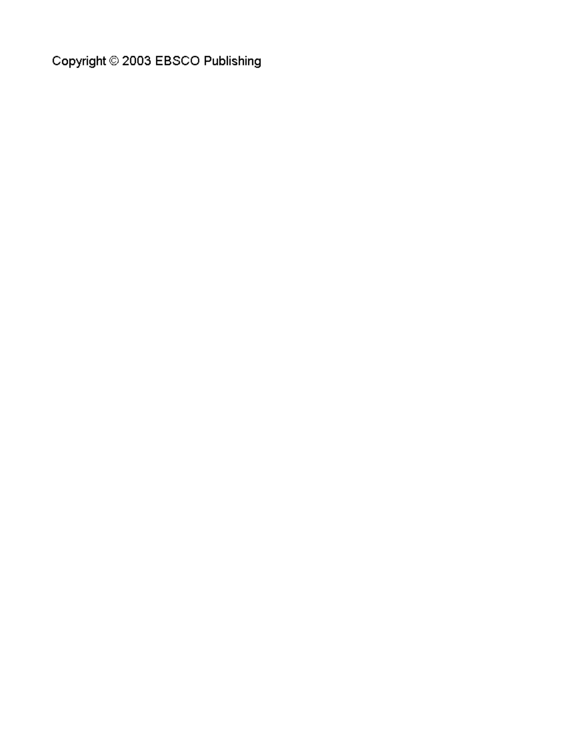Copyright © 2003 EBSCO Publishing